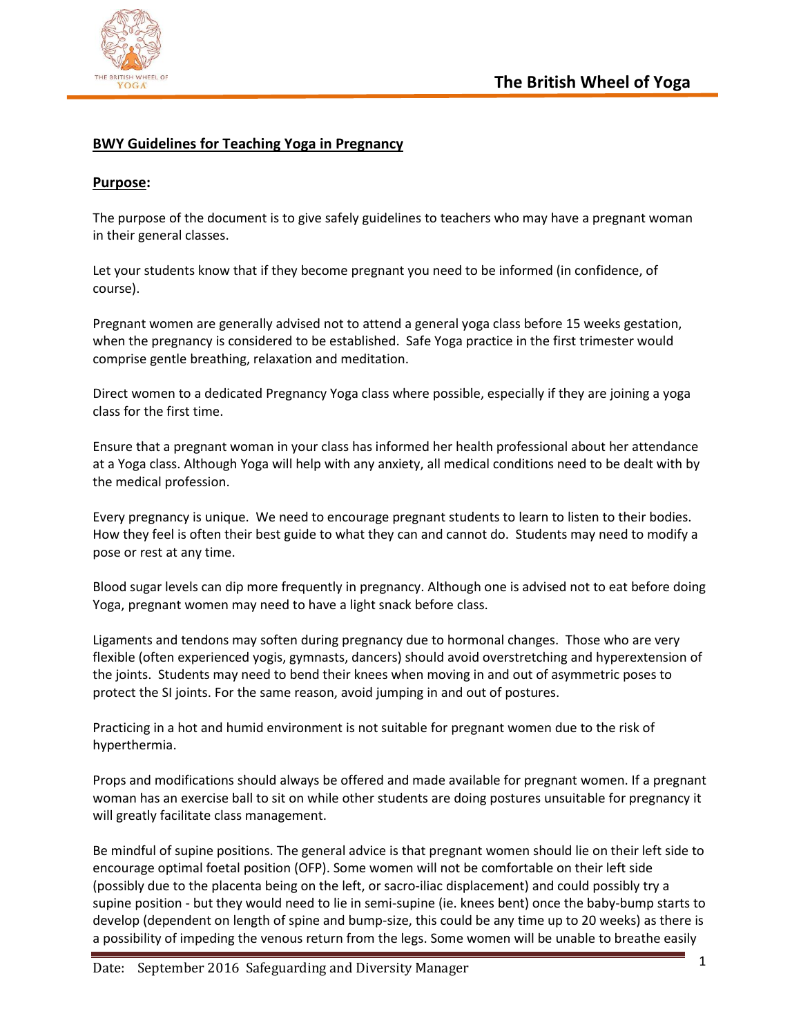## BWY Guidelines for Teaching Yoga in Pregnancy

### Purpose:

The purpose of the document is to give safely guidelines to teachers who may have a pregnant woman in their general classes.

Let your students know that if they become pregnant you need to be informed (in confidence, of course).

Pregnant women are generally advised not to attend a general yoga class before 15 weeks gestation, when the pregnancy is considered to be established. Safe Yoga practice in the first trimester would comprise gentle breathing, relaxation and meditation.

Direct women to a dedicated Pregnancy Yoga class where possible, especially if they are joining a yoga class for the first time.

Ensure that a pregnant woman in your class has informed her health professional about her attendance at a Yoga class. Although Yoga will help with any anxiety, all medical conditions need to be dealt with by the medical profession.

Every pregnancy is unique. We need to encourage pregnant students to learn to listen to their bodies. How they feel is often their best guide to what they can and cannot do. Students may need to modify a pose or rest at any time.

Blood sugar levels can dip more frequently in pregnancy. Although one is advised not to eat before doing Yoga, pregnant women may need to have a light snack before class.

Ligaments and tendons may soften during pregnancy due to hormonal changes. Those who are very flexible (often experienced yogis, gymnasts, dancers) should avoid overstretching and hyperextension of the joints. Students may need to bend their knees when moving in and out of asymmetric poses to protect the SI joints. For the same reason, avoid jumping in and out of postures.

Practicing in a hot and humid environment is not suitable for pregnant women due to the risk of hyperthermia.

Props and modifications should always be offered and made available for pregnant women. If a pregnant woman has an exercise ball to sit on while other students are doing postures unsuitable for pregnancy it will greatly facilitate class management.

Be mindful of supine positions. The general advice is that pregnant women should lie on their left side to encourage optimal foetal position (OFP). Some women will not be comfortable on their left side (possibly due to the placenta being on the left, or sacro-iliac displacement) and could possibly try a supine position - but they would need to lie in semi-supine (ie. knees bent) once the baby-bump starts to develop (dependent on length of spine and bump-size, this could be any time up to 20 weeks) as there is a possibility of impeding the venous return from the legs. Some women will be unable to breathe easily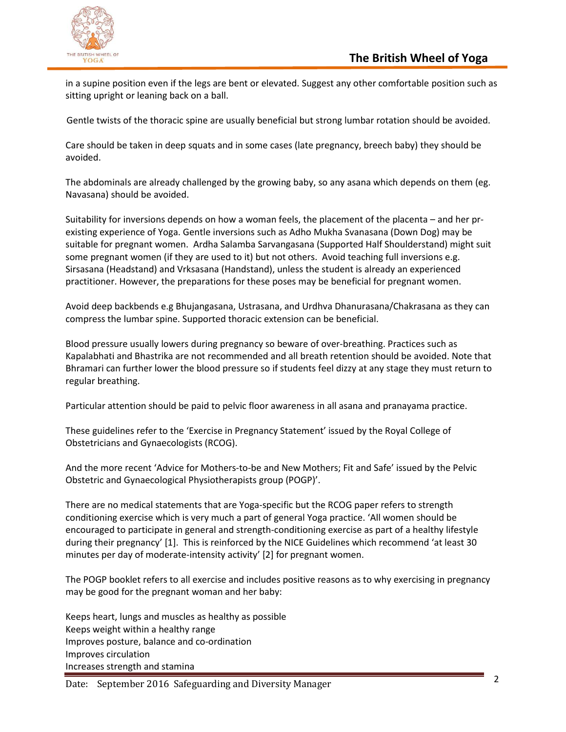in a supine position even if the legs are bent or elevated. Suggest any other comfortable position such as sitting upright or leaning back on a ball.

Gentle twists of the thoracic spine are usually beneficial but strong lumbar rotation should be avoided.

Care should be taken in deep squats and in some cases (late pregnancy, breech baby) they should be avoided.

The abdominals are already challenged by the growing baby, so any asana which depends on them (eg. Navasana) should be avoided.

Suitability for inversions depends on how a woman feels, the placement of the placenta – and her pr-existing experience of Yoga. Gentle inversions such as Adho Mukha Svanasana (Down Dog) may be suitable for pregnant women. Ardha Salamba Sarvangasana (Supported Half Shoulderstand) might suit some pregnant women (if they are used to it) but not others. Avoid teaching full inversions e.g. Sirsasana (Headstand) and Vrksasana (Handstand), unless the student is already an experienced practitioner. However, the preparations for these poses may be beneficial for pregnant women.

Avoid deep backbends e.g Bhujangasana, Ustrasana, and Urdhva Dhanurasana/Chakrasana as they can compress the lumbar spine. Supported thoracic extension can be beneficial.

Blood pressure usually lowers during pregnancy so beware of over-breathing. Practices such as Kapalabhati and Bhastrika are not recommended and all breath retention should be avoided. Note that Bhramari can further lower the blood pressure so if students feel dizzy at any stage they must return to regular breathing.

Particular attention should be paid to pelvic floor awareness in all asana and pranayama practice.

These guidelines refer to the 'Exercise in Pregnancy Statement' issued by the Royal College of Obstetricians and Gynaecologists (RCOG).

And the more recent 'Advice for Mothers-to-be and New Mothers; Fit and Safe' issued by the Pelvic Obstetric and Gynaecological Physiotherapists group (POGP)'.

There are no medical statements that are Yoga-specific but the RCOG paper refers to strength conditioning exercise which is very much a part of general Yoga practice. 'All women should be encouraged to participate in general and strength-conditioning exercise as part of a healthy lifestyle during their pregnancy' [1]. This is reinforced by the NICE Guidelines which recommend 'at least 30 minutes per day of moderate-intensity activity' [2] for pregnant women.

The POGP booklet refers to all exercise and includes positive reasons as to why exercising in pregnancy may be good for the pregnant woman and her baby:

Keeps heart, lungs and muscles as healthy as possible
Keeps weight within a healthy range
Improves posture, balance and co-ordination
Improves circulation
Increases strength and stamina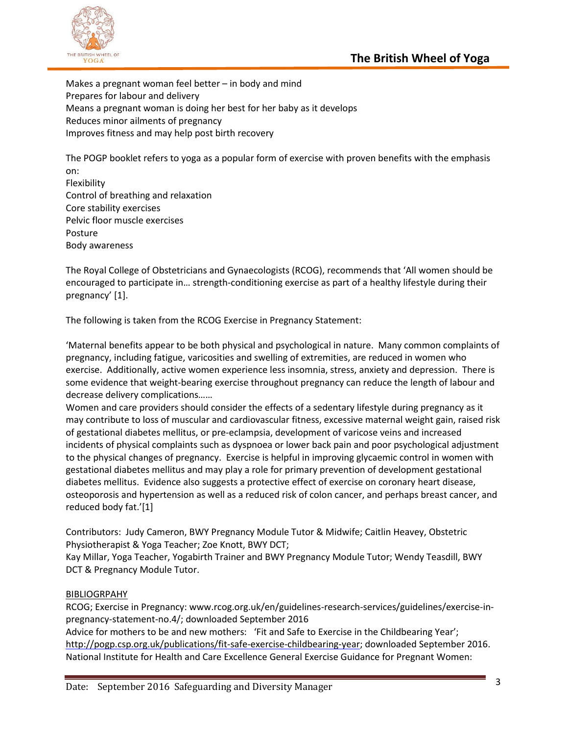Makes a pregnant woman feel better – in body and mind
Prepares for labour and delivery
Means a pregnant woman is doing her best for her baby as it develops
Reduces minor ailments of pregnancy
Improves fitness and may help post birth recovery

The POGP booklet refers to yoga as a popular form of exercise with proven benefits with the emphasis on:
Flexibility
Control of breathing and relaxation
Core stability exercises
Pelvic floor muscle exercises
Posture
Body awareness

The Royal College of Obstetricians and Gynaecologists (RCOG), recommends that 'All women should be encouraged to participate in… strength-conditioning exercise as part of a healthy lifestyle during their pregnancy' [1].

The following is taken from the RCOG Exercise in Pregnancy Statement:

'Maternal benefits appear to be both physical and psychological in nature. Many common complaints of pregnancy, including fatigue, varicosities and swelling of extremities, are reduced in women who exercise. Additionally, active women experience less insomnia, stress, anxiety and depression. There is some evidence that weight-bearing exercise throughout pregnancy can reduce the length of labour and decrease delivery complications……
Women and care providers should consider the effects of a sedentary lifestyle during pregnancy as it may contribute to loss of muscular and cardiovascular fitness, excessive maternal weight gain, raised risk of gestational diabetes mellitus, or pre-eclampsia, development of varicose veins and increased incidents of physical complaints such as dyspnoea or lower back pain and poor psychological adjustment to the physical changes of pregnancy. Exercise is helpful in improving glycaemic control in women with gestational diabetes mellitus and may play a role for primary prevention of development gestational diabetes mellitus. Evidence also suggests a protective effect of exercise on coronary heart disease, osteoporosis and hypertension as well as a reduced risk of colon cancer, and perhaps breast cancer, and reduced body fat.'[1]

Contributors: Judy Cameron, BWY Pregnancy Module Tutor & Midwife; Caitlin Heavey, Obstetric Physiotherapist & Yoga Teacher; Zoe Knott, BWY DCT;
Kay Millar, Yoga Teacher, Yogabirth Trainer and BWY Pregnancy Module Tutor; Wendy Teasdill, BWY DCT & Pregnancy Module Tutor.

BIBLIOGRPAHY

RCOG; Exercise in Pregnancy: www.rcog.org.uk/en/guidelines-research-services/guidelines/exercise-in-pregnancy-statement-no.4/; downloaded September 2016
Advice for mothers to be and new mothers: 'Fit and Safe to Exercise in the Childbearing Year'; http://pogp.csp.org.uk/publications/fit-safe-exercise-childbearing-year; downloaded September 2016.
National Institute for Health and Care Excellence General Exercise Guidance for Pregnant Women: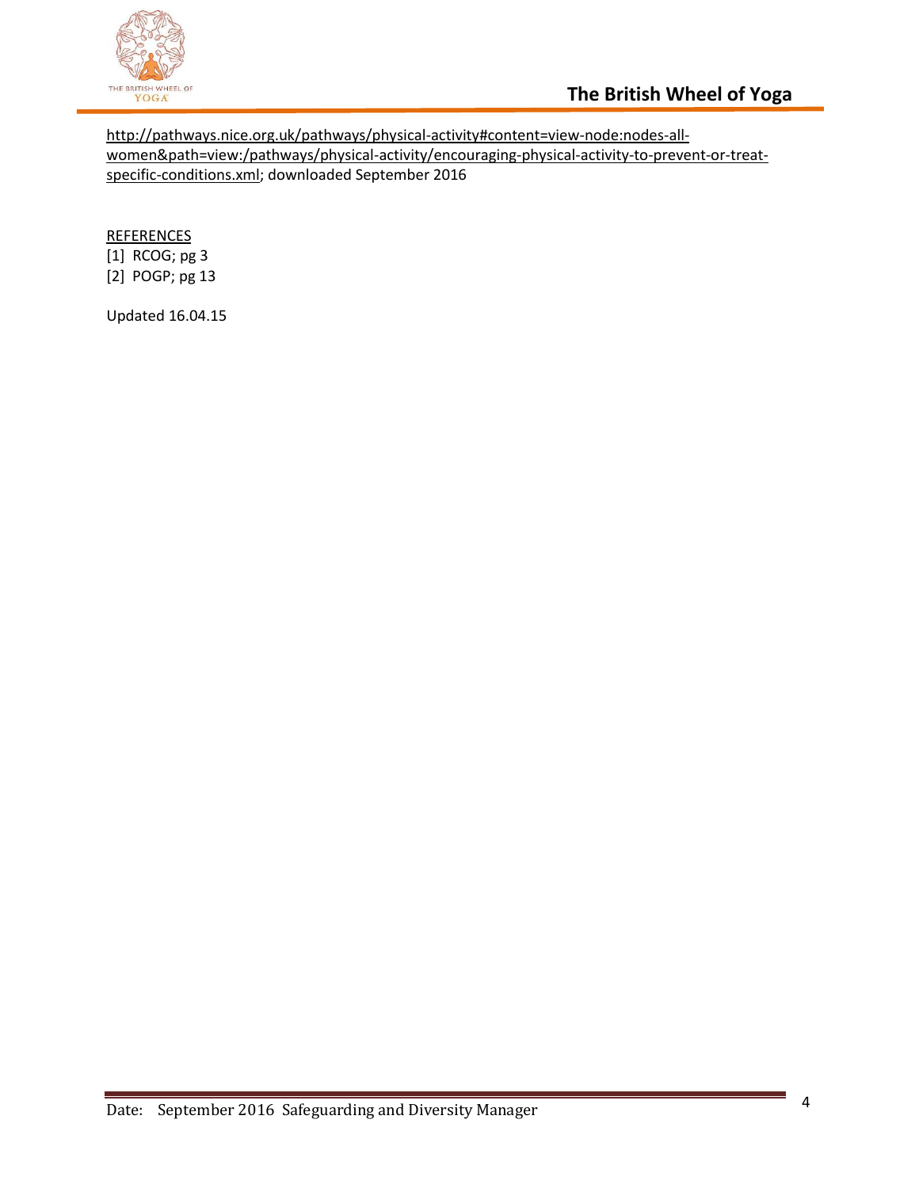http://pathways.nice.org.uk/pathways/physical-activity#content=view-node:nodes-all-women&path=view:/pathways/physical-activity/encouraging-physical-activity-to-prevent-or-treat-specific-conditions.xml; downloaded September 2016

REFERENCES

[1] RCOG; pg 3

[2] POGP; pg 13

Updated 16.04.15